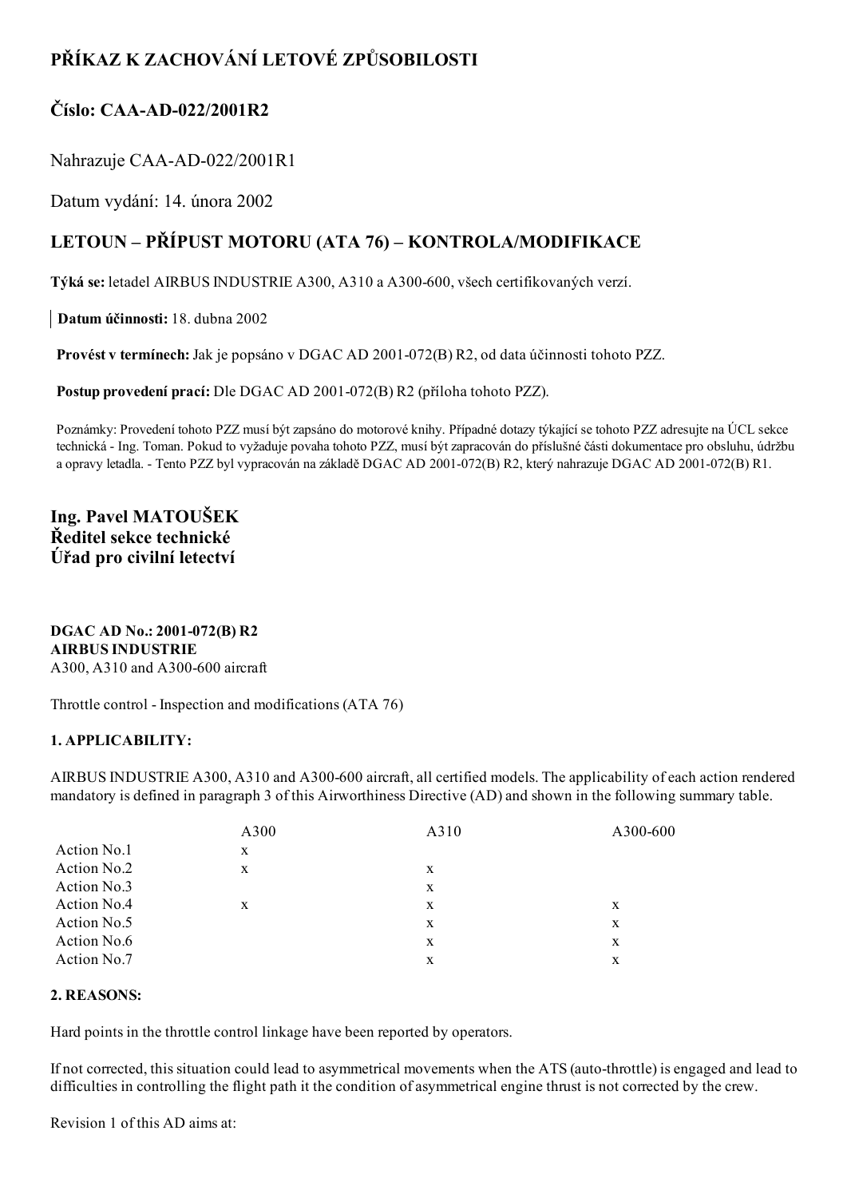# PŘÍKAZ K ZACHOVÁNÍ LETOVÉ ZPŮSOBILOSTI

## Číslo: CAA-AD-022/2001R2

Nahrazuje CAA-AD-022/2001R1

Datum vydání: 14. února 2002

## LETOUN – PŘÍPUST MOTORU (ATA 76) – KONTROLA/MODIFIKACE

**Týká se:** letadel AIRBUS INDUSTRIE A300, A310 a A300-600, všech certifikovaných verzí.

**Datum účinnosti:** 18. dubna 2002

**Provést v termínech:** Jak je popsáno v DGAC AD 2001-072(B) R2, od data účinnosti tohoto PZZ.

**Postup provedení prací:** Dle DGAC AD 2001-072(B) R2 (příloha tohoto PZZ).

Poznámky: Provedení tohoto PZZ musí být zapsáno do motorové knihy. Případné dotazy týkající se tohoto PZZ adresujte na ÚCL sekce technická - Ing. Toman. Pokud to vyžaduje povaha tohoto PZZ, musí být zapracován do příslušné části dokumentace pro obsluhu, údržbu a opravy letadla. - Tento PZZ byl vypracován na základě DGAC AD 2001-072(B) R2, který nahrazuje DGAC AD 2001-072(B) R1.

**Ing. Pavel MATOUŠEK**
**Ředitel sekce technické**
**Úřad pro civilní letectví**

**DGAC AD No.: 2001-072(B) R2**
**AIRBUS INDUSTRIE**
A300, A310 and A300-600 aircraft

Throttle control - Inspection and modifications (ATA 76)

**1. APPLICABILITY:**

AIRBUS INDUSTRIE A300, A310 and A300-600 aircraft, all certified models. The applicability of each action rendered mandatory is defined in paragraph 3 of this Airworthiness Directive (AD) and shown in the following summary table.

| | A300 | A310 | A300-600 |
|---|---|---|---|
| Action No.1 | x | | |
| Action No.2 | x | x | |
| Action No.3 | | x | |
| Action No.4 | x | x | x |
| Action No.5 | | x | x |
| Action No.6 | | x | x |
| Action No.7 | | x | x |

**2. REASONS:**

Hard points in the throttle control linkage have been reported by operators.

If not corrected, this situation could lead to asymmetrical movements when the ATS (auto-throttle) is engaged and lead to difficulties in controlling the flight path it the condition of asymmetrical engine thrust is not corrected by the crew.

Revision 1 of this AD aims at: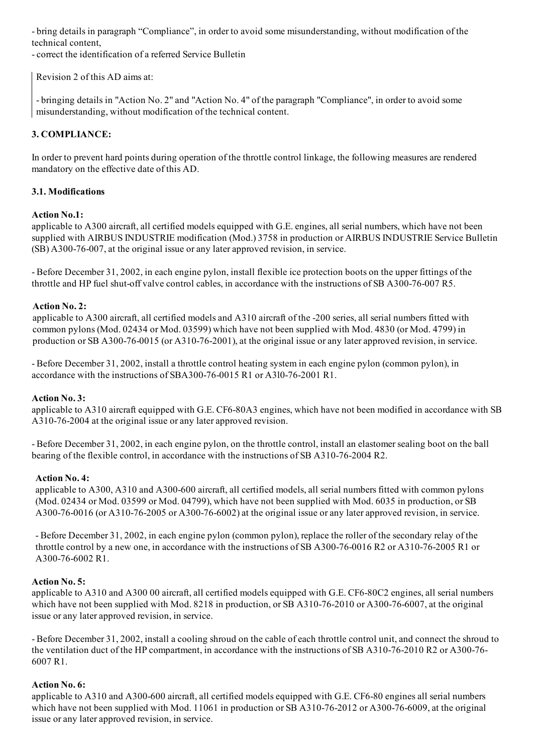- bring details in paragraph "Compliance", in order to avoid some misunderstanding, without modification of the technical content,
- correct the identification of a referred Service Bulletin

Revision 2 of this AD aims at:

- bringing details in "Action No. 2" and "Action No. 4" of the paragraph "Compliance", in order to avoid some misunderstanding, without modification of the technical content.

### 3. COMPLIANCE:

In order to prevent hard points during operation of the throttle control linkage, the following measures are rendered mandatory on the effective date of this AD.

#### 3.1. Modifications

**Action No.1:**
applicable to A300 aircraft, all certified models equipped with G.E. engines, all serial numbers, which have not been supplied with AIRBUS INDUSTRIE modification (Mod.) 3758 in production or AIRBUS INDUSTRIE Service Bulletin (SB) A300-76-007, at the original issue or any later approved revision, in service.

- Before December 31, 2002, in each engine pylon, install flexible ice protection boots on the upper fittings of the throttle and HP fuel shut-off valve control cables, in accordance with the instructions of SB A300-76-007 R5.

**Action No. 2:**
applicable to A300 aircraft, all certified models and A310 aircraft of the -200 series, all serial numbers fitted with common pylons (Mod. 02434 or Mod. 03599) which have not been supplied with Mod. 4830 (or Mod. 4799) in production or SB A300-76-0015 (or A310-76-2001), at the original issue or any later approved revision, in service.

- Before December 31, 2002, install a throttle control heating system in each engine pylon (common pylon), in accordance with the instructions of SBA300-76-0015 R1 or A3l0-76-2001 R1.

**Action No. 3:**
applicable to A310 aircraft equipped with G.E. CF6-80A3 engines, which have not been modified in accordance with SB A310-76-2004 at the original issue or any later approved revision.

- Before December 31, 2002, in each engine pylon, on the throttle control, install an elastomer sealing boot on the ball bearing of the flexible control, in accordance with the instructions of SB A310-76-2004 R2.

**Action No. 4:**
applicable to A300, A310 and A300-600 aircraft, all certified models, all serial numbers fitted with common pylons (Mod. 02434 or Mod. 03599 or Mod. 04799), which have not been supplied with Mod. 6035 in production, or SB A300-76-0016 (or A310-76-2005 or A300-76-6002) at the original issue or any later approved revision, in service.

- Before December 31, 2002, in each engine pylon (common pylon), replace the roller of the secondary relay of the throttle control by a new one, in accordance with the instructions of SB A300-76-0016 R2 or A310-76-2005 R1 or A300-76-6002 R1.

**Action No. 5:**
applicable to A310 and A300 00 aircraft, all certified models equipped with G.E. CF6-80C2 engines, all serial numbers which have not been supplied with Mod. 8218 in production, or SB A310-76-2010 or A300-76-6007, at the original issue or any later approved revision, in service.

- Before December 31, 2002, install a cooling shroud on the cable of each throttle control unit, and connect the shroud to the ventilation duct of the HP compartment, in accordance with the instructions of SB A310-76-2010 R2 or A300-76-6007 R1.

**Action No. 6:**
applicable to A310 and A300-600 aircraft, all certified models equipped with G.E. CF6-80 engines all serial numbers which have not been supplied with Mod. 11061 in production or SB A310-76-2012 or A300-76-6009, at the original issue or any later approved revision, in service.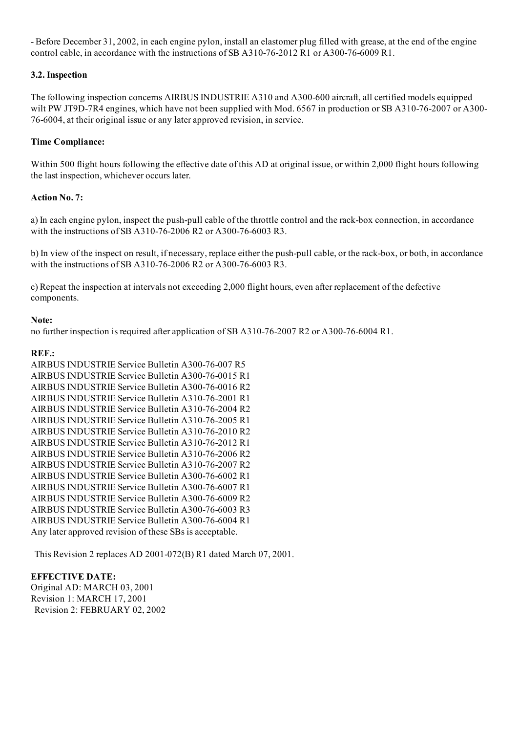- Before December 31, 2002, in each engine pylon, install an elastomer plug filled with grease, at the end of the engine control cable, in accordance with the instructions of SB A310-76-2012 R1 or A300-76-6009 R1.

### 3.2. Inspection

The following inspection concerns AIRBUS INDUSTRIE A310 and A300-600 aircraft, all certified models equipped wilt PW JT9D-7R4 engines, which have not been supplied with Mod. 6567 in production or SB A310-76-2007 or A300-76-6004, at their original issue or any later approved revision, in service.

**Time Compliance:**

Within 500 flight hours following the effective date of this AD at original issue, or within 2,000 flight hours following the last inspection, whichever occurs later.

**Action No. 7:**

a) In each engine pylon, inspect the push-pull cable of the throttle control and the rack-box connection, in accordance with the instructions of SB A310-76-2006 R2 or A300-76-6003 R3.

b) In view of the inspect on result, if necessary, replace either the push-pull cable, or the rack-box, or both, in accordance with the instructions of SB A310-76-2006 R2 or A300-76-6003 R3.

c) Repeat the inspection at intervals not exceeding 2,000 flight hours, even after replacement of the defective components.

**Note:**
no further inspection is required after application of SB A310-76-2007 R2 or A300-76-6004 R1.

**REF.:**
AIRBUS INDUSTRIE Service Bulletin A300-76-007 R5
AIRBUS INDUSTRIE Service Bulletin A300-76-0015 R1
AIRBUS INDUSTRIE Service Bulletin A300-76-0016 R2
AIRBUS INDUSTRIE Service Bulletin A310-76-2001 R1
AIRBUS INDUSTRIE Service Bulletin A310-76-2004 R2
AIRBUS INDUSTRIE Service Bulletin A310-76-2005 R1
AIRBUS INDUSTRIE Service Bulletin A310-76-2010 R2
AIRBUS INDUSTRIE Service Bulletin A310-76-2012 R1
AIRBUS INDUSTRIE Service Bulletin A310-76-2006 R2
AIRBUS INDUSTRIE Service Bulletin A310-76-2007 R2
AIRBUS INDUSTRIE Service Bulletin A300-76-6002 R1
AIRBUS INDUSTRIE Service Bulletin A300-76-6007 R1
AIRBUS INDUSTRIE Service Bulletin A300-76-6009 R2
AIRBUS INDUSTRIE Service Bulletin A300-76-6003 R3
AIRBUS INDUSTRIE Service Bulletin A300-76-6004 R1
Any later approved revision of these SBs is acceptable.

This Revision 2 replaces AD 2001-072(B) R1 dated March 07, 2001.

**EFFECTIVE DATE:**
Original AD: MARCH 03, 2001
Revision 1: MARCH 17, 2001
Revision 2: FEBRUARY 02, 2002